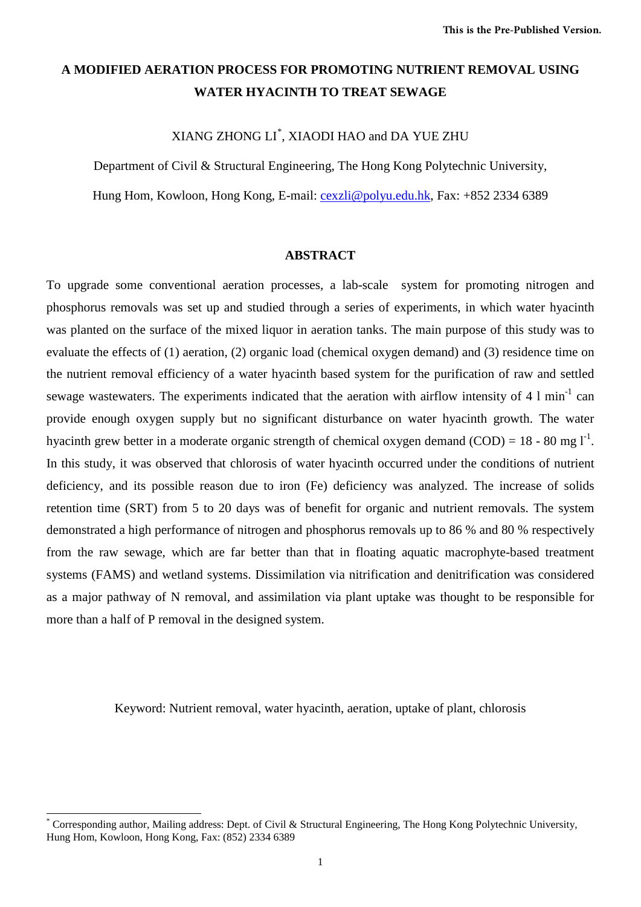This is the Pre-Published Version.

# A MODIFIED AERATION PROCESS FOR PROMOTING NUTRIENT REMOVAL USING WATER HYACINTH TO TREAT SEWAGE

XIANG ZHONG LI[*], XIAODI HAO and DA YUE ZHU

Department of Civil & Structural Engineering, The Hong Kong Polytechnic University,

Hung Hom, Kowloon, Hong Kong, E-mail: cexzli@polyu.edu.hk, Fax: +852 2334 6389

## ABSTRACT

To upgrade some conventional aeration processes, a lab-scale system for promoting nitrogen and phosphorus removals was set up and studied through a series of experiments, in which water hyacinth was planted on the surface of the mixed liquor in aeration tanks. The main purpose of this study was to evaluate the effects of (1) aeration, (2) organic load (chemical oxygen demand) and (3) residence time on the nutrient removal efficiency of a water hyacinth based system for the purification of raw and settled sewage wastewaters. The experiments indicated that the aeration with airflow intensity of 4 l $min^{-1}$ can provide enough oxygen supply but no significant disturbance on water hyacinth growth. The water hyacinth grew better in a moderate organic strength of chemical oxygen demand (COD) = 18 - 80 mg $l^{-1}$. In this study, it was observed that chlorosis of water hyacinth occurred under the conditions of nutrient deficiency, and its possible reason due to iron (Fe) deficiency was analyzed. The increase of solids retention time (SRT) from 5 to 20 days was of benefit for organic and nutrient removals. The system demonstrated a high performance of nitrogen and phosphorus removals up to 86 % and 80 % respectively from the raw sewage, which are far better than that in floating aquatic macrophyte-based treatment systems (FAMS) and wetland systems. Dissimilation via nitrification and denitrification was considered as a major pathway of N removal, and assimilation via plant uptake was thought to be responsible for more than a half of P removal in the designed system.

Keyword: Nutrient removal, water hyacinth, aeration, uptake of plant, chlorosis

[*] Corresponding author, Mailing address: Dept. of Civil & Structural Engineering, The Hong Kong Polytechnic University, Hung Hom, Kowloon, Hong Kong, Fax: (852) 2334 6389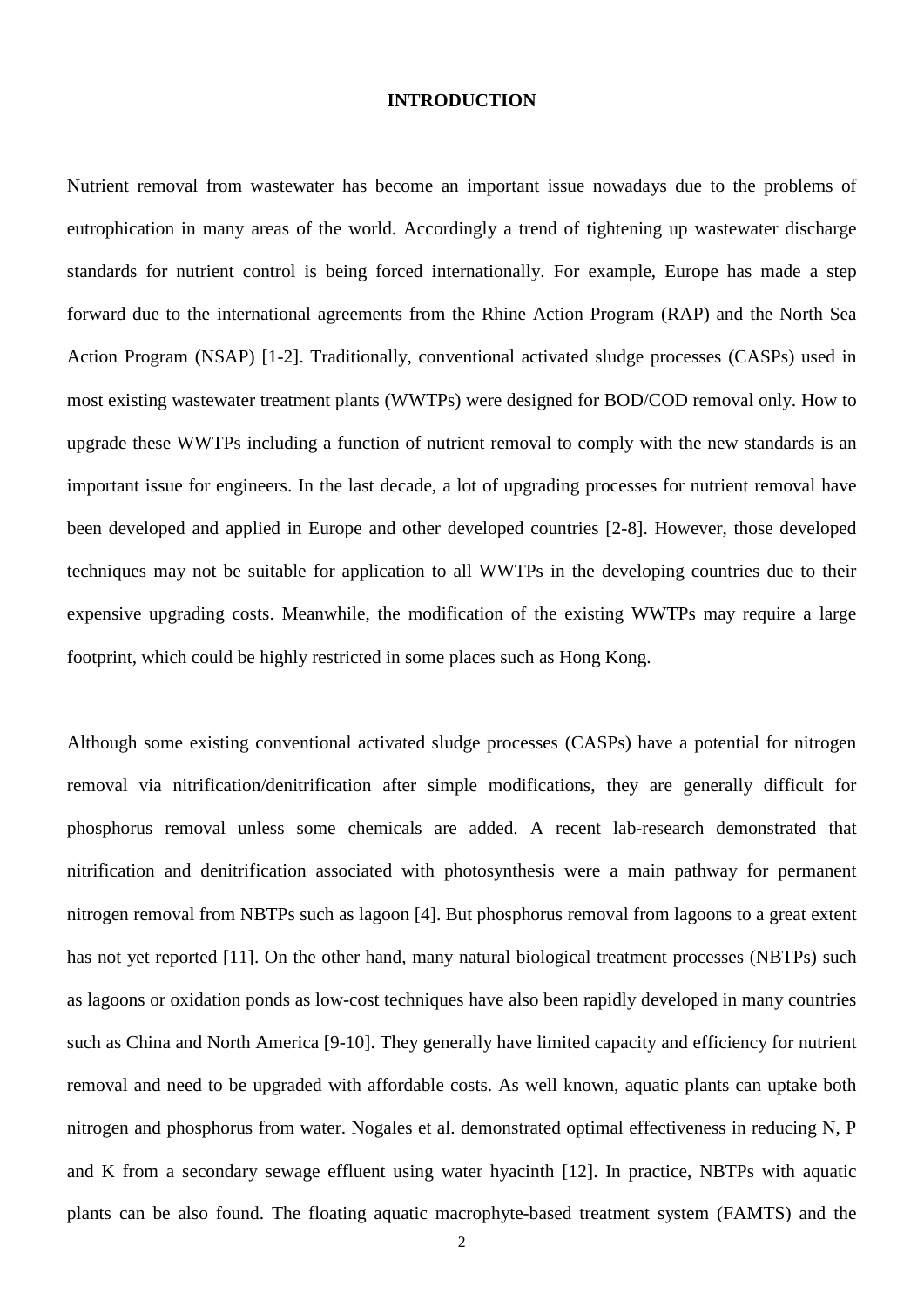## INTRODUCTION

Nutrient removal from wastewater has become an important issue nowadays due to the problems of eutrophication in many areas of the world. Accordingly a trend of tightening up wastewater discharge standards for nutrient control is being forced internationally. For example, Europe has made a step forward due to the international agreements from the Rhine Action Program (RAP) and the North Sea Action Program (NSAP) [1-2]. Traditionally, conventional activated sludge processes (CASPs) used in most existing wastewater treatment plants (WWTPs) were designed for BOD/COD removal only. How to upgrade these WWTPs including a function of nutrient removal to comply with the new standards is an important issue for engineers. In the last decade, a lot of upgrading processes for nutrient removal have been developed and applied in Europe and other developed countries [2-8]. However, those developed techniques may not be suitable for application to all WWTPs in the developing countries due to their expensive upgrading costs. Meanwhile, the modification of the existing WWTPs may require a large footprint, which could be highly restricted in some places such as Hong Kong.

Although some existing conventional activated sludge processes (CASPs) have a potential for nitrogen removal via nitrification/denitrification after simple modifications, they are generally difficult for phosphorus removal unless some chemicals are added. A recent lab-research demonstrated that nitrification and denitrification associated with photosynthesis were a main pathway for permanent nitrogen removal from NBTPs such as lagoon [4]. But phosphorus removal from lagoons to a great extent has not yet reported [11]. On the other hand, many natural biological treatment processes (NBTPs) such as lagoons or oxidation ponds as low-cost techniques have also been rapidly developed in many countries such as China and North America [9-10]. They generally have limited capacity and efficiency for nutrient removal and need to be upgraded with affordable costs. As well known, aquatic plants can uptake both nitrogen and phosphorus from water. Nogales et al. demonstrated optimal effectiveness in reducing N, P and K from a secondary sewage effluent using water hyacinth [12]. In practice, NBTPs with aquatic plants can be also found. The floating aquatic macrophyte-based treatment system (FAMTS) and the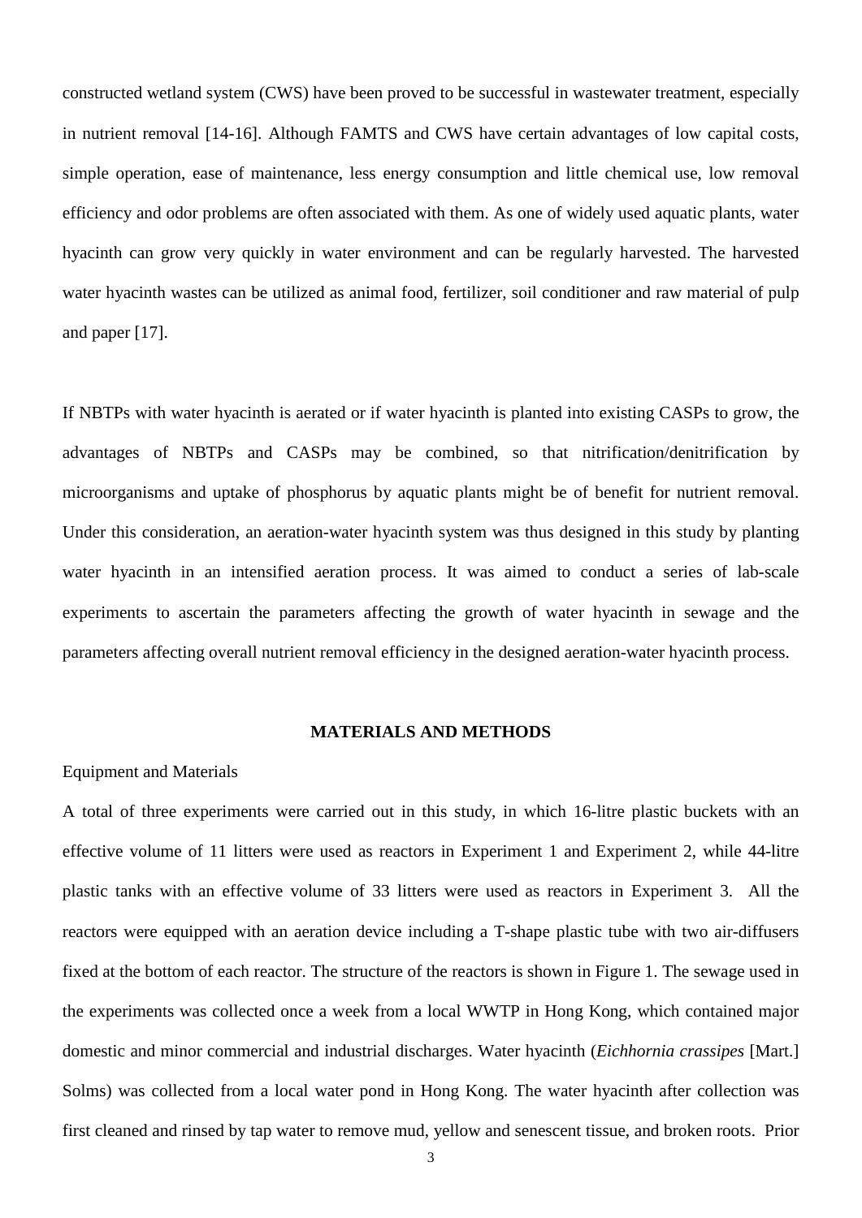constructed wetland system (CWS) have been proved to be successful in wastewater treatment, especially in nutrient removal [14-16]. Although FAMTS and CWS have certain advantages of low capital costs, simple operation, ease of maintenance, less energy consumption and little chemical use, low removal efficiency and odor problems are often associated with them. As one of widely used aquatic plants, water hyacinth can grow very quickly in water environment and can be regularly harvested. The harvested water hyacinth wastes can be utilized as animal food, fertilizer, soil conditioner and raw material of pulp and paper [17].

If NBTPs with water hyacinth is aerated or if water hyacinth is planted into existing CASPs to grow, the advantages of NBTPs and CASPs may be combined, so that nitrification/denitrification by microorganisms and uptake of phosphorus by aquatic plants might be of benefit for nutrient removal. Under this consideration, an aeration-water hyacinth system was thus designed in this study by planting water hyacinth in an intensified aeration process. It was aimed to conduct a series of lab-scale experiments to ascertain the parameters affecting the growth of water hyacinth in sewage and the parameters affecting overall nutrient removal efficiency in the designed aeration-water hyacinth process.

## MATERIALS AND METHODS

Equipment and Materials

A total of three experiments were carried out in this study, in which 16-litre plastic buckets with an effective volume of 11 litters were used as reactors in Experiment 1 and Experiment 2, while 44-litre plastic tanks with an effective volume of 33 litters were used as reactors in Experiment 3. All the reactors were equipped with an aeration device including a T-shape plastic tube with two air-diffusers fixed at the bottom of each reactor. The structure of the reactors is shown in Figure 1. The sewage used in the experiments was collected once a week from a local WWTP in Hong Kong, which contained major domestic and minor commercial and industrial discharges. Water hyacinth (*Eichhornia crassipes* [Mart.] Solms) was collected from a local water pond in Hong Kong. The water hyacinth after collection was first cleaned and rinsed by tap water to remove mud, yellow and senescent tissue, and broken roots. Prior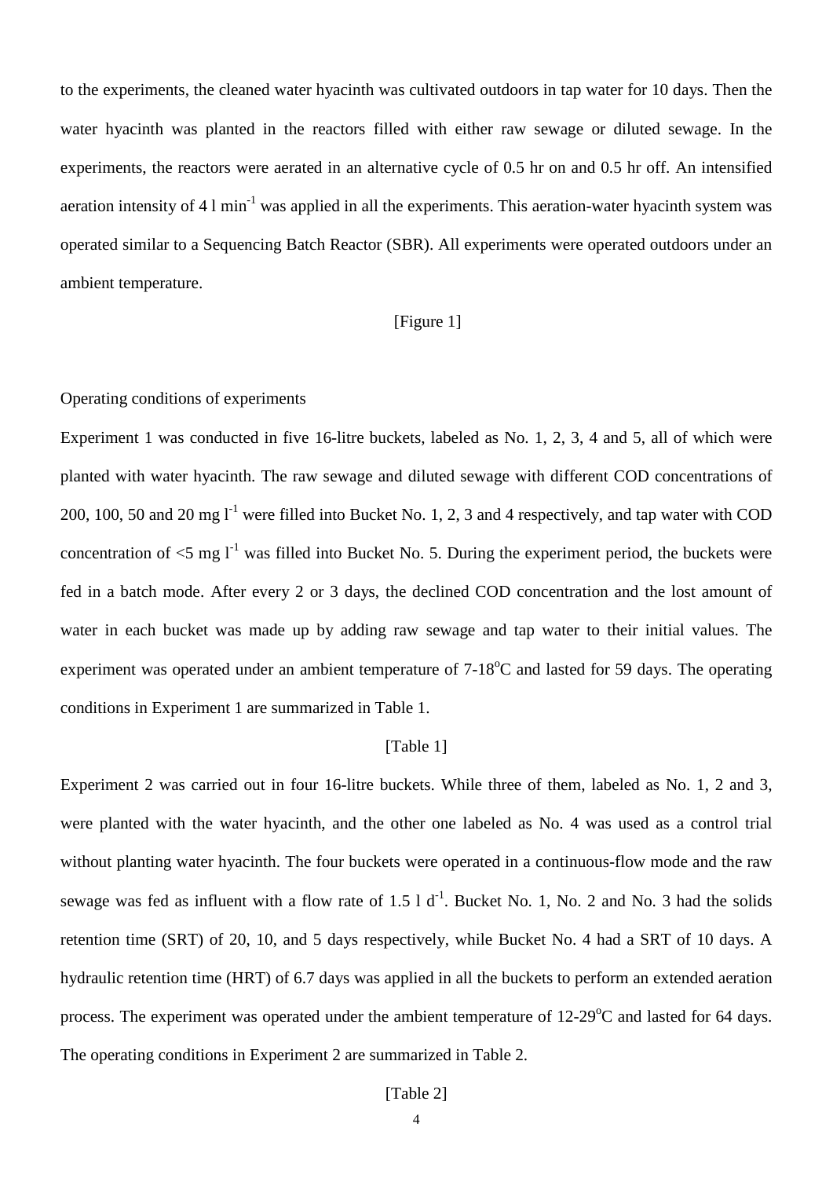to the experiments, the cleaned water hyacinth was cultivated outdoors in tap water for 10 days. Then the water hyacinth was planted in the reactors filled with either raw sewage or diluted sewage. In the experiments, the reactors were aerated in an alternative cycle of 0.5 hr on and 0.5 hr off. An intensified aeration intensity of 4 l $min^{-1}$ was applied in all the experiments. This aeration-water hyacinth system was operated similar to a Sequencing Batch Reactor (SBR). All experiments were operated outdoors under an ambient temperature.

[Figure 1]

Operating conditions of experiments

Experiment 1 was conducted in five 16-litre buckets, labeled as No. 1, 2, 3, 4 and 5, all of which were planted with water hyacinth. The raw sewage and diluted sewage with different COD concentrations of 200, 100, 50 and 20 mg $l^{-1}$ were filled into Bucket No. 1, 2, 3 and 4 respectively, and tap water with COD concentration of <5 mg $l^{-1}$ was filled into Bucket No. 5. During the experiment period, the buckets were fed in a batch mode. After every 2 or 3 days, the declined COD concentration and the lost amount of water in each bucket was made up by adding raw sewage and tap water to their initial values. The experiment was operated under an ambient temperature of 7-18$^{o}$C and lasted for 59 days. The operating conditions in Experiment 1 are summarized in Table 1.

[Table 1]

Experiment 2 was carried out in four 16-litre buckets. While three of them, labeled as No. 1, 2 and 3, were planted with the water hyacinth, and the other one labeled as No. 4 was used as a control trial without planting water hyacinth. The four buckets were operated in a continuous-flow mode and the raw sewage was fed as influent with a flow rate of 1.5 l $d^{-1}$. Bucket No. 1, No. 2 and No. 3 had the solids retention time (SRT) of 20, 10, and 5 days respectively, while Bucket No. 4 had a SRT of 10 days. A hydraulic retention time (HRT) of 6.7 days was applied in all the buckets to perform an extended aeration process. The experiment was operated under the ambient temperature of 12-29$^{o}$C and lasted for 64 days. The operating conditions in Experiment 2 are summarized in Table 2.

[Table 2]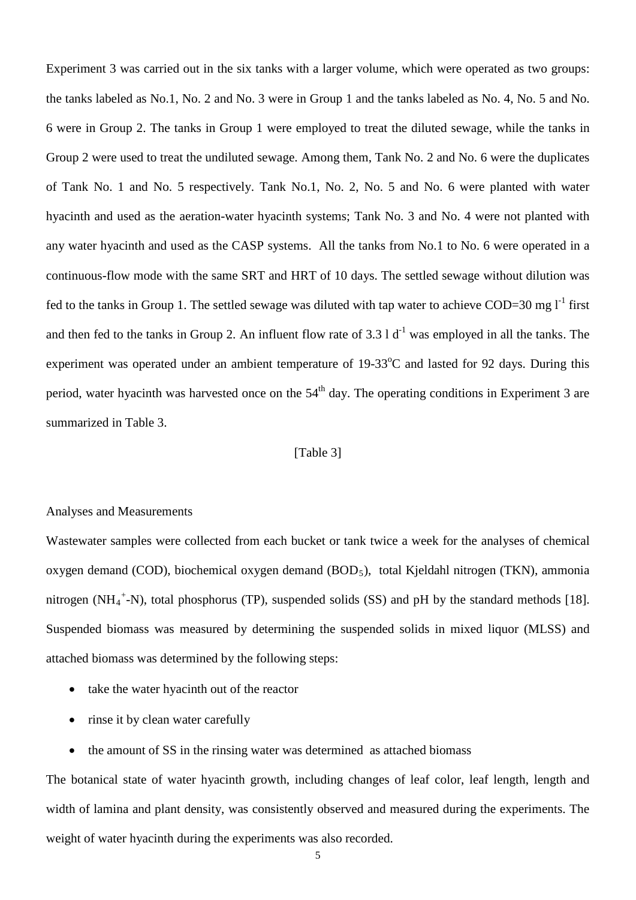Experiment 3 was carried out in the six tanks with a larger volume, which were operated as two groups: the tanks labeled as No.1, No. 2 and No. 3 were in Group 1 and the tanks labeled as No. 4, No. 5 and No. 6 were in Group 2. The tanks in Group 1 were employed to treat the diluted sewage, while the tanks in Group 2 were used to treat the undiluted sewage. Among them, Tank No. 2 and No. 6 were the duplicates of Tank No. 1 and No. 5 respectively. Tank No.1, No. 2, No. 5 and No. 6 were planted with water hyacinth and used as the aeration-water hyacinth systems; Tank No. 3 and No. 4 were not planted with any water hyacinth and used as the CASP systems. All the tanks from No.1 to No. 6 were operated in a continuous-flow mode with the same SRT and HRT of 10 days. The settled sewage without dilution was fed to the tanks in Group 1. The settled sewage was diluted with tap water to achieve COD=30 mg $l^{-1}$ first and then fed to the tanks in Group 2. An influent flow rate of 3.3 l $d^{-1}$ was employed in all the tanks. The experiment was operated under an ambient temperature of 19-33$^{o}$C and lasted for 92 days. During this period, water hyacinth was harvested once on the 54$^{th}$ day. The operating conditions in Experiment 3 are summarized in Table 3.

[Table 3]

Analyses and Measurements

Wastewater samples were collected from each bucket or tank twice a week for the analyses of chemical oxygen demand (COD), biochemical oxygen demand ($BOD_5$), total Kjeldahl nitrogen (TKN), ammonia nitrogen ($NH_4^+$-N), total phosphorus (TP), suspended solids (SS) and pH by the standard methods [18]. Suspended biomass was measured by determining the suspended solids in mixed liquor (MLSS) and attached biomass was determined by the following steps:

- take the water hyacinth out of the reactor
- rinse it by clean water carefully
- the amount of SS in the rinsing water was determined as attached biomass

The botanical state of water hyacinth growth, including changes of leaf color, leaf length, length and width of lamina and plant density, was consistently observed and measured during the experiments. The weight of water hyacinth during the experiments was also recorded.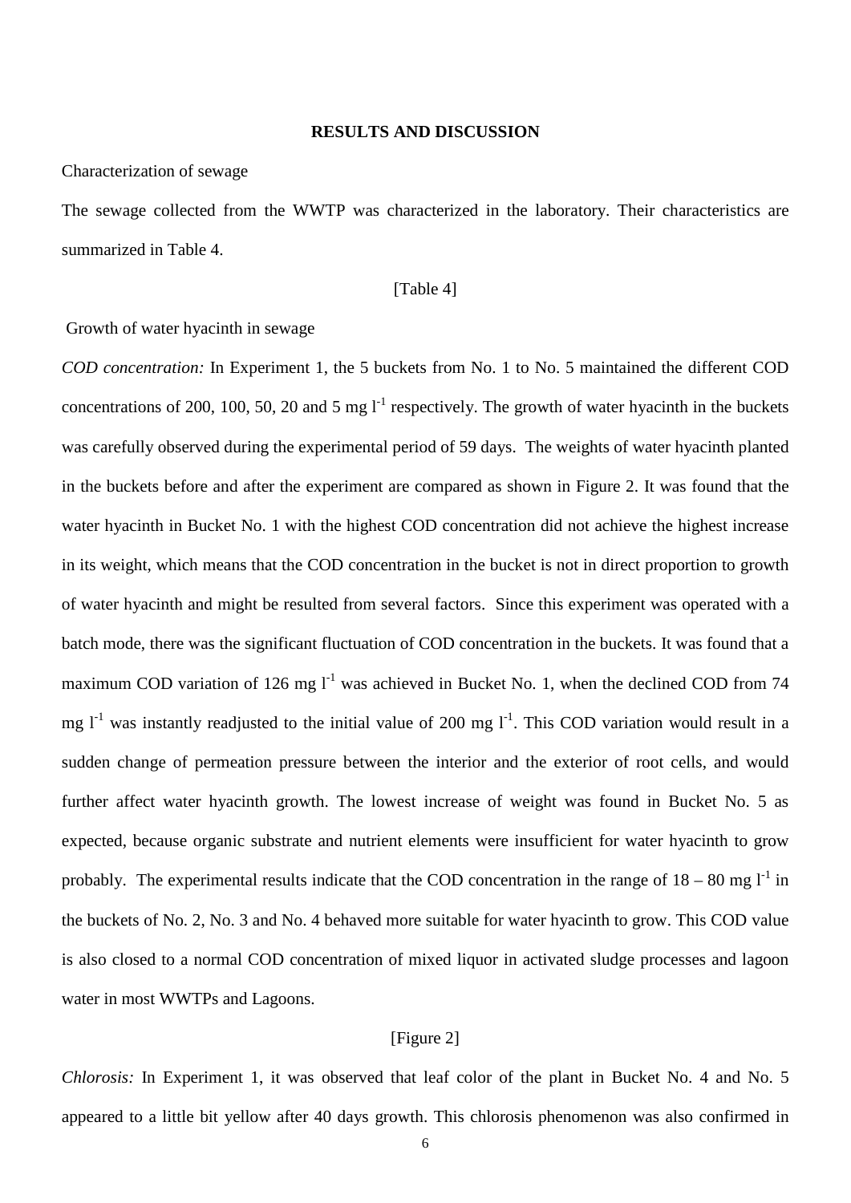## RESULTS AND DISCUSSION

Characterization of sewage

The sewage collected from the WWTP was characterized in the laboratory. Their characteristics are summarized in Table 4.

[Table 4]

Growth of water hyacinth in sewage

*COD concentration:* In Experiment 1, the 5 buckets from No. 1 to No. 5 maintained the different COD concentrations of 200, 100, 50, 20 and 5 mg $l^{-1}$ respectively. The growth of water hyacinth in the buckets was carefully observed during the experimental period of 59 days. The weights of water hyacinth planted in the buckets before and after the experiment are compared as shown in Figure 2. It was found that the water hyacinth in Bucket No. 1 with the highest COD concentration did not achieve the highest increase in its weight, which means that the COD concentration in the bucket is not in direct proportion to growth of water hyacinth and might be resulted from several factors. Since this experiment was operated with a batch mode, there was the significant fluctuation of COD concentration in the buckets. It was found that a maximum COD variation of 126 mg $l^{-1}$ was achieved in Bucket No. 1, when the declined COD from 74 mg $l^{-1}$ was instantly readjusted to the initial value of 200 mg $l^{-1}$. This COD variation would result in a sudden change of permeation pressure between the interior and the exterior of root cells, and would further affect water hyacinth growth. The lowest increase of weight was found in Bucket No. 5 as expected, because organic substrate and nutrient elements were insufficient for water hyacinth to grow probably. The experimental results indicate that the COD concentration in the range of 18 – 80 mg $l^{-1}$ in the buckets of No. 2, No. 3 and No. 4 behaved more suitable for water hyacinth to grow. This COD value is also closed to a normal COD concentration of mixed liquor in activated sludge processes and lagoon water in most WWTPs and Lagoons.

[Figure 2]

*Chlorosis:* In Experiment 1, it was observed that leaf color of the plant in Bucket No. 4 and No. 5 appeared to a little bit yellow after 40 days growth. This chlorosis phenomenon was also confirmed in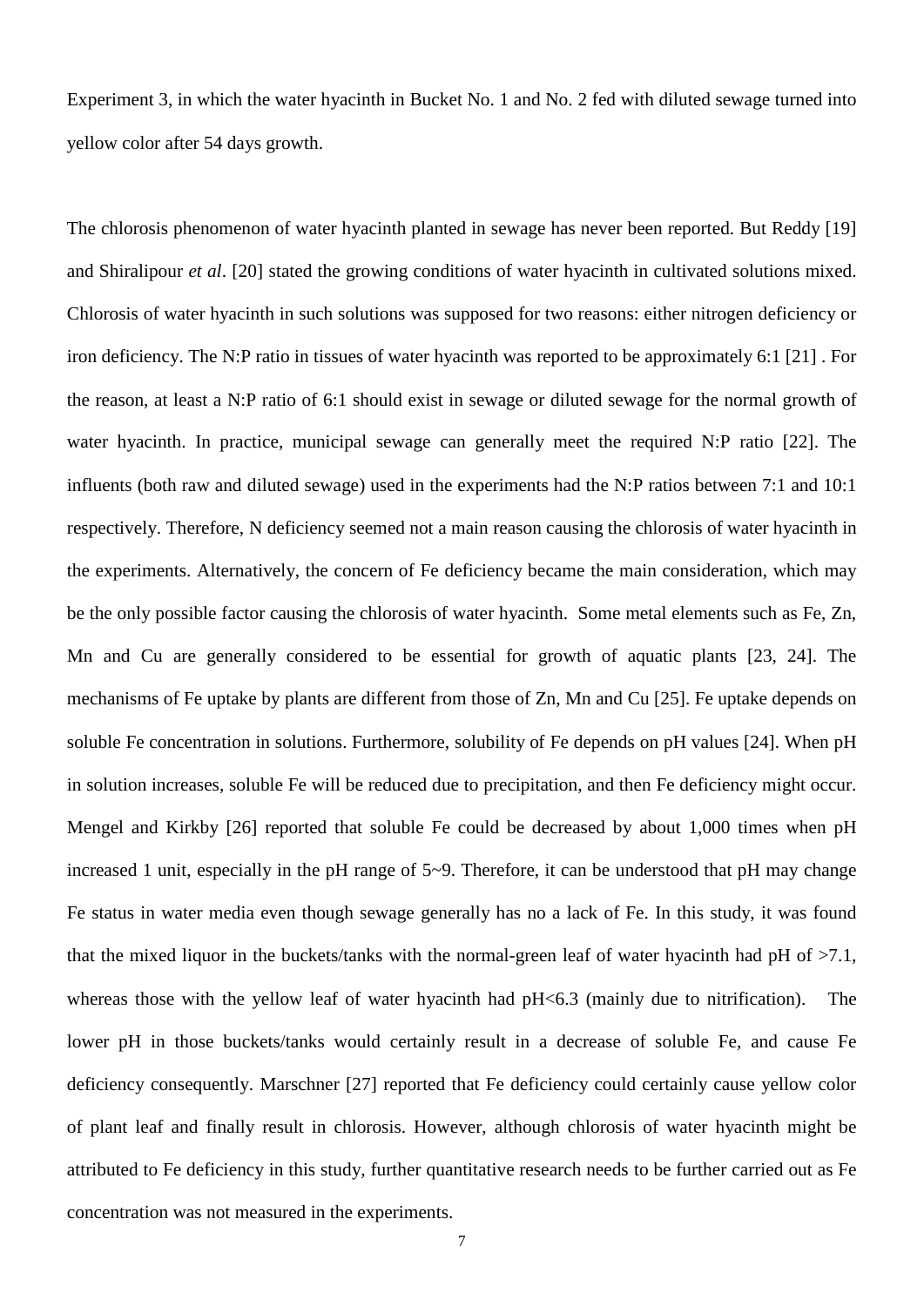Experiment 3, in which the water hyacinth in Bucket No. 1 and No. 2 fed with diluted sewage turned into yellow color after 54 days growth.

The chlorosis phenomenon of water hyacinth planted in sewage has never been reported. But Reddy [19] and Shiralipour *et al*. [20] stated the growing conditions of water hyacinth in cultivated solutions mixed. Chlorosis of water hyacinth in such solutions was supposed for two reasons: either nitrogen deficiency or iron deficiency. The N:P ratio in tissues of water hyacinth was reported to be approximately 6:1 [21] . For the reason, at least a N:P ratio of 6:1 should exist in sewage or diluted sewage for the normal growth of water hyacinth. In practice, municipal sewage can generally meet the required N:P ratio [22]. The influents (both raw and diluted sewage) used in the experiments had the N:P ratios between 7:1 and 10:1 respectively. Therefore, N deficiency seemed not a main reason causing the chlorosis of water hyacinth in the experiments. Alternatively, the concern of Fe deficiency became the main consideration, which may be the only possible factor causing the chlorosis of water hyacinth. Some metal elements such as Fe, Zn, Mn and Cu are generally considered to be essential for growth of aquatic plants [23, 24]. The mechanisms of Fe uptake by plants are different from those of Zn, Mn and Cu [25]. Fe uptake depends on soluble Fe concentration in solutions. Furthermore, solubility of Fe depends on pH values [24]. When pH in solution increases, soluble Fe will be reduced due to precipitation, and then Fe deficiency might occur. Mengel and Kirkby [26] reported that soluble Fe could be decreased by about 1,000 times when pH increased 1 unit, especially in the pH range of 5~9. Therefore, it can be understood that pH may change Fe status in water media even though sewage generally has no a lack of Fe. In this study, it was found that the mixed liquor in the buckets/tanks with the normal-green leaf of water hyacinth had pH of >7.1, whereas those with the yellow leaf of water hyacinth had pH<6.3 (mainly due to nitrification). The lower pH in those buckets/tanks would certainly result in a decrease of soluble Fe, and cause Fe deficiency consequently. Marschner [27] reported that Fe deficiency could certainly cause yellow color of plant leaf and finally result in chlorosis. However, although chlorosis of water hyacinth might be attributed to Fe deficiency in this study, further quantitative research needs to be further carried out as Fe concentration was not measured in the experiments.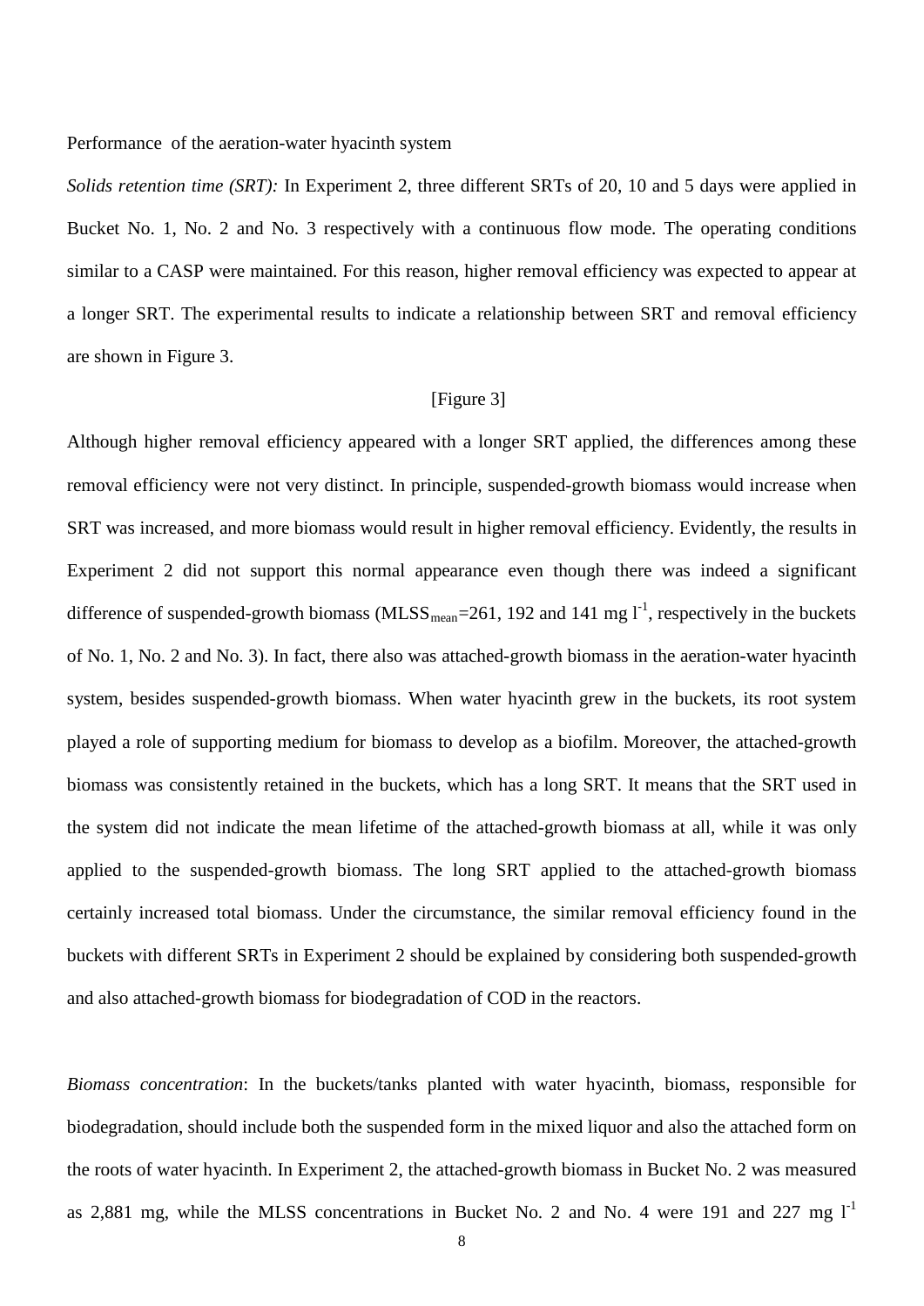Performance of the aeration-water hyacinth system

*Solids retention time (SRT):* In Experiment 2, three different SRTs of 20, 10 and 5 days were applied in Bucket No. 1, No. 2 and No. 3 respectively with a continuous flow mode. The operating conditions similar to a CASP were maintained. For this reason, higher removal efficiency was expected to appear at a longer SRT. The experimental results to indicate a relationship between SRT and removal efficiency are shown in Figure 3.

[Figure 3]

Although higher removal efficiency appeared with a longer SRT applied, the differences among these removal efficiency were not very distinct. In principle, suspended-growth biomass would increase when SRT was increased, and more biomass would result in higher removal efficiency. Evidently, the results in Experiment 2 did not support this normal appearance even though there was indeed a significant difference of suspended-growth biomass ($MLSS_{mean}$=261, 192 and 141 mg $l^{-1}$, respectively in the buckets of No. 1, No. 2 and No. 3). In fact, there also was attached-growth biomass in the aeration-water hyacinth system, besides suspended-growth biomass. When water hyacinth grew in the buckets, its root system played a role of supporting medium for biomass to develop as a biofilm. Moreover, the attached-growth biomass was consistently retained in the buckets, which has a long SRT. It means that the SRT used in the system did not indicate the mean lifetime of the attached-growth biomass at all, while it was only applied to the suspended-growth biomass. The long SRT applied to the attached-growth biomass certainly increased total biomass. Under the circumstance, the similar removal efficiency found in the buckets with different SRTs in Experiment 2 should be explained by considering both suspended-growth and also attached-growth biomass for biodegradation of COD in the reactors.

*Biomass concentration*: In the buckets/tanks planted with water hyacinth, biomass, responsible for biodegradation, should include both the suspended form in the mixed liquor and also the attached form on the roots of water hyacinth. In Experiment 2, the attached-growth biomass in Bucket No. 2 was measured as 2,881 mg, while the MLSS concentrations in Bucket No. 2 and No. 4 were 191 and 227 mg $l^{-1}$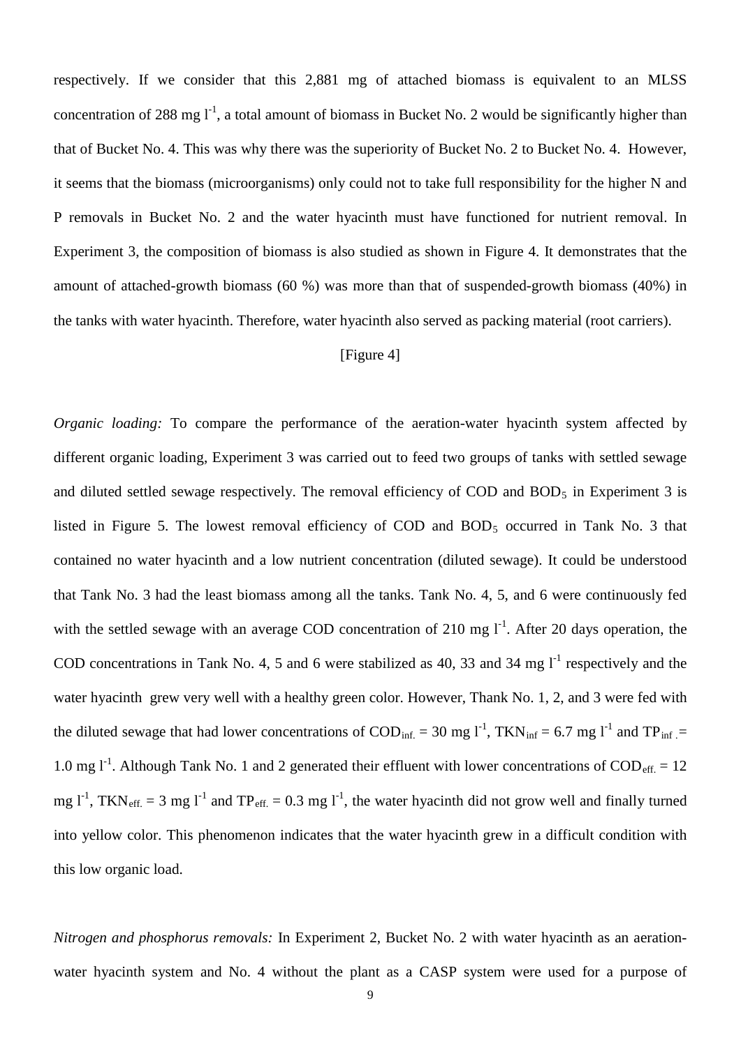respectively. If we consider that this 2,881 mg of attached biomass is equivalent to an MLSS concentration of 288 mg $l^{-1}$, a total amount of biomass in Bucket No. 2 would be significantly higher than that of Bucket No. 4. This was why there was the superiority of Bucket No. 2 to Bucket No. 4. However, it seems that the biomass (microorganisms) only could not to take full responsibility for the higher N and P removals in Bucket No. 2 and the water hyacinth must have functioned for nutrient removal. In Experiment 3, the composition of biomass is also studied as shown in Figure 4. It demonstrates that the amount of attached-growth biomass (60 %) was more than that of suspended-growth biomass (40%) in the tanks with water hyacinth. Therefore, water hyacinth also served as packing material (root carriers).

[Figure 4]

*Organic loading:* To compare the performance of the aeration-water hyacinth system affected by different organic loading, Experiment 3 was carried out to feed two groups of tanks with settled sewage and diluted settled sewage respectively. The removal efficiency of COD and $BOD_5$ in Experiment 3 is listed in Figure 5. The lowest removal efficiency of COD and $BOD_5$ occurred in Tank No. 3 that contained no water hyacinth and a low nutrient concentration (diluted sewage). It could be understood that Tank No. 3 had the least biomass among all the tanks. Tank No. 4, 5, and 6 were continuously fed with the settled sewage with an average COD concentration of 210 mg $l^{-1}$. After 20 days operation, the COD concentrations in Tank No. 4, 5 and 6 were stabilized as 40, 33 and 34 mg $l^{-1}$ respectively and the water hyacinth grew very well with a healthy green color. However, Thank No. 1, 2, and 3 were fed with the diluted sewage that had lower concentrations of $COD_{inf.}$ = 30 mg $l^{-1}$, $TKN_{inf}$ = 6.7 mg $l^{-1}$ and $TP_{inf.}$ = 1.0 mg $l^{-1}$. Although Tank No. 1 and 2 generated their effluent with lower concentrations of $COD_{eff.}$ = 12 mg $l^{-1}$, $TKN_{eff.}$ = 3 mg $l^{-1}$ and $TP_{eff.}$ = 0.3 mg $l^{-1}$, the water hyacinth did not grow well and finally turned into yellow color. This phenomenon indicates that the water hyacinth grew in a difficult condition with this low organic load.

*Nitrogen and phosphorus removals:* In Experiment 2, Bucket No. 2 with water hyacinth as an aeration-water hyacinth system and No. 4 without the plant as a CASP system were used for a purpose of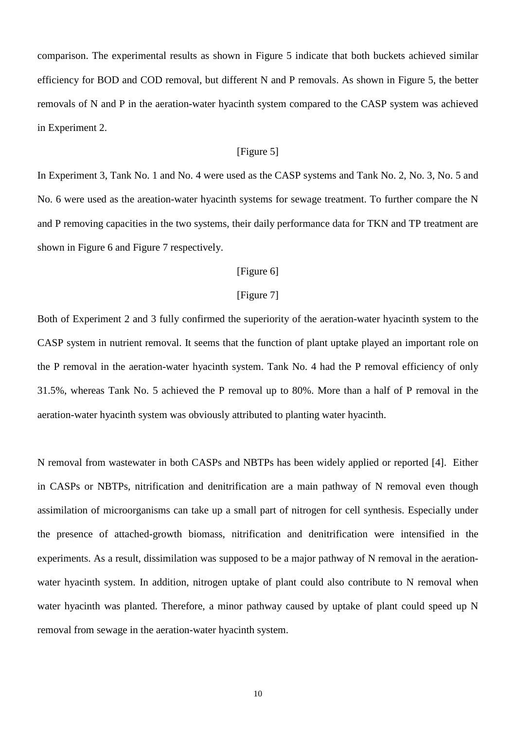comparison. The experimental results as shown in Figure 5 indicate that both buckets achieved similar efficiency for BOD and COD removal, but different N and P removals. As shown in Figure 5, the better removals of N and P in the aeration-water hyacinth system compared to the CASP system was achieved in Experiment 2.

[Figure 5]

In Experiment 3, Tank No. 1 and No. 4 were used as the CASP systems and Tank No. 2, No. 3, No. 5 and No. 6 were used as the areation-water hyacinth systems for sewage treatment. To further compare the N and P removing capacities in the two systems, their daily performance data for TKN and TP treatment are shown in Figure 6 and Figure 7 respectively.

[Figure 6]

[Figure 7]

Both of Experiment 2 and 3 fully confirmed the superiority of the aeration-water hyacinth system to the CASP system in nutrient removal. It seems that the function of plant uptake played an important role on the P removal in the aeration-water hyacinth system. Tank No. 4 had the P removal efficiency of only 31.5%, whereas Tank No. 5 achieved the P removal up to 80%. More than a half of P removal in the aeration-water hyacinth system was obviously attributed to planting water hyacinth.

N removal from wastewater in both CASPs and NBTPs has been widely applied or reported [4]. Either in CASPs or NBTPs, nitrification and denitrification are a main pathway of N removal even though assimilation of microorganisms can take up a small part of nitrogen for cell synthesis. Especially under the presence of attached-growth biomass, nitrification and denitrification were intensified in the experiments. As a result, dissimilation was supposed to be a major pathway of N removal in the aeration-water hyacinth system. In addition, nitrogen uptake of plant could also contribute to N removal when water hyacinth was planted. Therefore, a minor pathway caused by uptake of plant could speed up N removal from sewage in the aeration-water hyacinth system.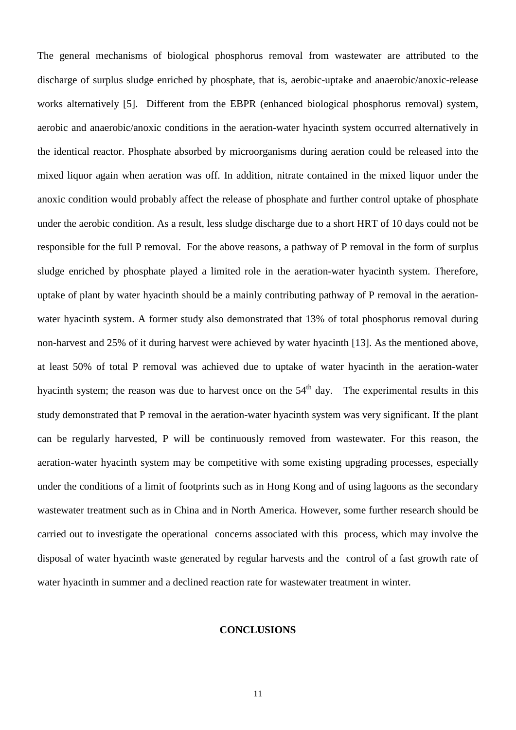The general mechanisms of biological phosphorus removal from wastewater are attributed to the discharge of surplus sludge enriched by phosphate, that is, aerobic-uptake and anaerobic/anoxic-release works alternatively [5]. Different from the EBPR (enhanced biological phosphorus removal) system, aerobic and anaerobic/anoxic conditions in the aeration-water hyacinth system occurred alternatively in the identical reactor. Phosphate absorbed by microorganisms during aeration could be released into the mixed liquor again when aeration was off. In addition, nitrate contained in the mixed liquor under the anoxic condition would probably affect the release of phosphate and further control uptake of phosphate under the aerobic condition. As a result, less sludge discharge due to a short HRT of 10 days could not be responsible for the full P removal. For the above reasons, a pathway of P removal in the form of surplus sludge enriched by phosphate played a limited role in the aeration-water hyacinth system. Therefore, uptake of plant by water hyacinth should be a mainly contributing pathway of P removal in the aeration-water hyacinth system. A former study also demonstrated that 13% of total phosphorus removal during non-harvest and 25% of it during harvest were achieved by water hyacinth [13]. As the mentioned above, at least 50% of total P removal was achieved due to uptake of water hyacinth in the aeration-water hyacinth system; the reason was due to harvest once on the $54^{th}$ day. The experimental results in this study demonstrated that P removal in the aeration-water hyacinth system was very significant. If the plant can be regularly harvested, P will be continuously removed from wastewater. For this reason, the aeration-water hyacinth system may be competitive with some existing upgrading processes, especially under the conditions of a limit of footprints such as in Hong Kong and of using lagoons as the secondary wastewater treatment such as in China and in North America. However, some further research should be carried out to investigate the operational concerns associated with this process, which may involve the disposal of water hyacinth waste generated by regular harvests and the control of a fast growth rate of water hyacinth in summer and a declined reaction rate for wastewater treatment in winter.

## CONCLUSIONS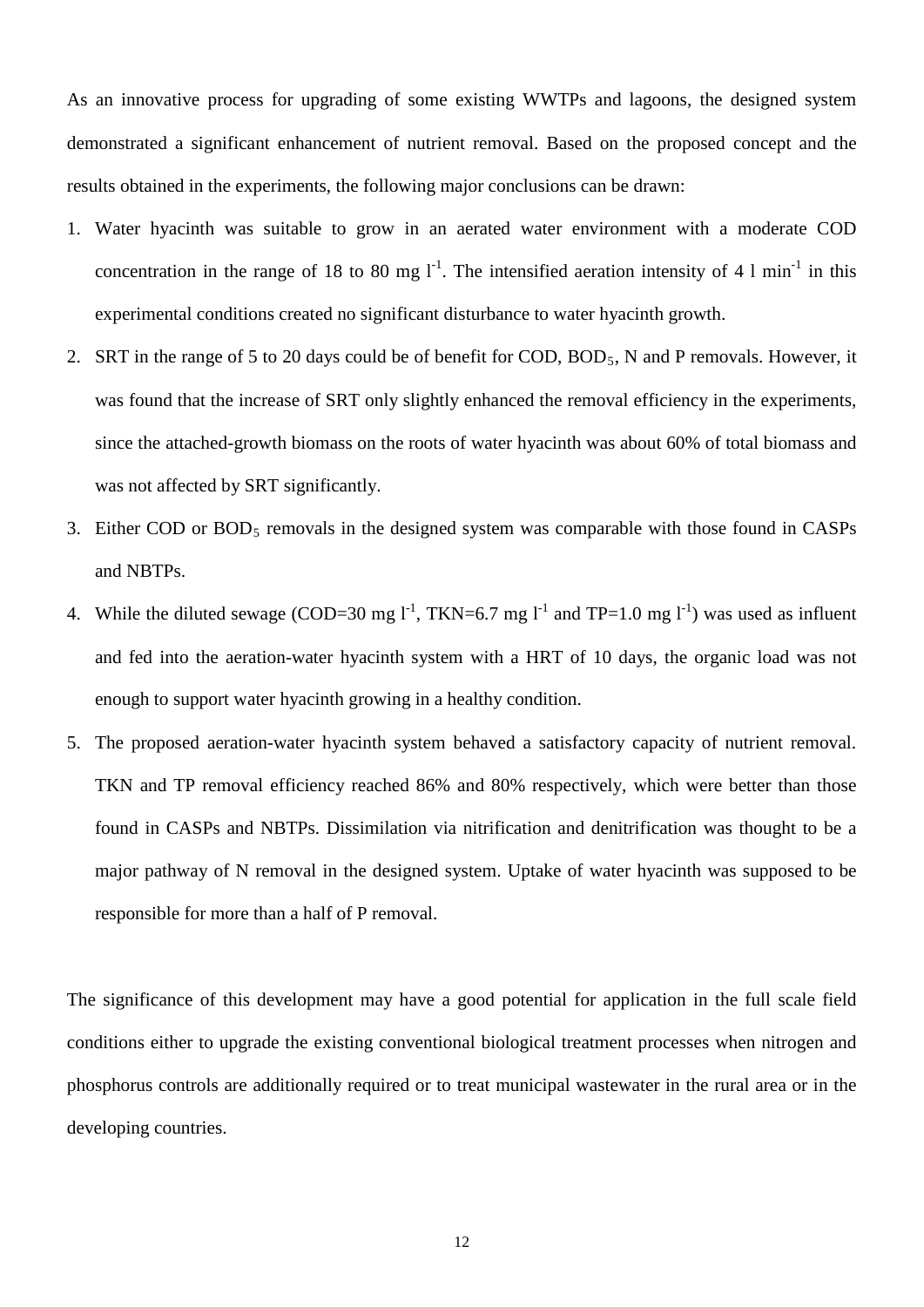As an innovative process for upgrading of some existing WWTPs and lagoons, the designed system demonstrated a significant enhancement of nutrient removal. Based on the proposed concept and the results obtained in the experiments, the following major conclusions can be drawn:

1. Water hyacinth was suitable to grow in an aerated water environment with a moderate COD concentration in the range of 18 to 80 mg $l^{-1}$. The intensified aeration intensity of 4 l $min^{-1}$ in this experimental conditions created no significant disturbance to water hyacinth growth.
2. SRT in the range of 5 to 20 days could be of benefit for COD, $BOD_5$, N and P removals. However, it was found that the increase of SRT only slightly enhanced the removal efficiency in the experiments, since the attached-growth biomass on the roots of water hyacinth was about 60% of total biomass and was not affected by SRT significantly.
3. Either COD or $BOD_5$ removals in the designed system was comparable with those found in CASPs and NBTPs.
4. While the diluted sewage (COD=30 mg $l^{-1}$, TKN=6.7 mg $l^{-1}$ and TP=1.0 mg $l^{-1}$) was used as influent and fed into the aeration-water hyacinth system with a HRT of 10 days, the organic load was not enough to support water hyacinth growing in a healthy condition.
5. The proposed aeration-water hyacinth system behaved a satisfactory capacity of nutrient removal. TKN and TP removal efficiency reached 86% and 80% respectively, which were better than those found in CASPs and NBTPs. Dissimilation via nitrification and denitrification was thought to be a major pathway of N removal in the designed system. Uptake of water hyacinth was supposed to be responsible for more than a half of P removal.

The significance of this development may have a good potential for application in the full scale field conditions either to upgrade the existing conventional biological treatment processes when nitrogen and phosphorus controls are additionally required or to treat municipal wastewater in the rural area or in the developing countries.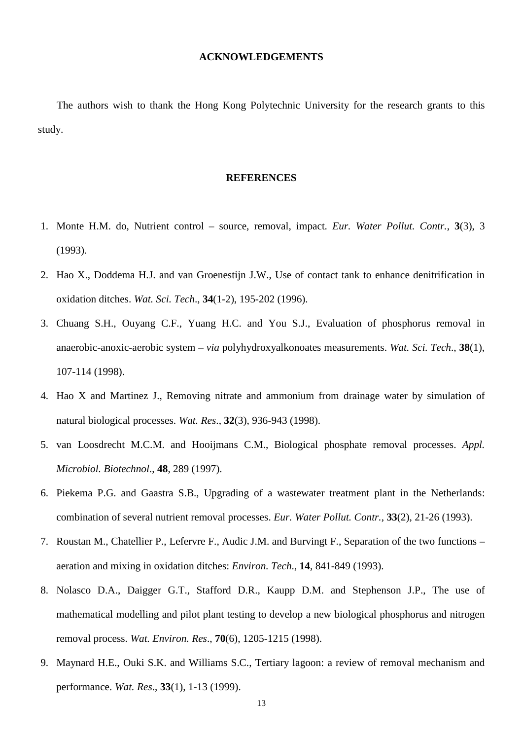## ACKNOWLEDGEMENTS

The authors wish to thank the Hong Kong Polytechnic University for the research grants to this study.

## REFERENCES

1. Monte H.M. do, Nutrient control – source, removal, impact. *Eur. Water Pollut. Contr.*, **3**(3), 3 (1993).
2. Hao X., Doddema H.J. and van Groenestijn J.W., Use of contact tank to enhance denitrification in oxidation ditches. *Wat. Sci. Tech*., **34**(1-2), 195-202 (1996).
3. Chuang S.H., Ouyang C.F., Yuang H.C. and You S.J., Evaluation of phosphorus removal in anaerobic-anoxic-aerobic system – *via* polyhydroxyalkonoates measurements. *Wat. Sci. Tech*., **38**(1), 107-114 (1998).
4. Hao X and Martinez J., Removing nitrate and ammonium from drainage water by simulation of natural biological processes. *Wat. Res*., **32**(3), 936-943 (1998).
5. van Loosdrecht M.C.M. and Hooijmans C.M., Biological phosphate removal processes. *Appl. Microbiol. Biotechnol*., **48**, 289 (1997).
6. Piekema P.G. and Gaastra S.B., Upgrading of a wastewater treatment plant in the Netherlands: combination of several nutrient removal processes. *Eur. Water Pollut. Contr.*, **33**(2), 21-26 (1993).
7. Roustan M., Chatellier P., Lefervre F., Audic J.M. and Burvingt F., Separation of the two functions – aeration and mixing in oxidation ditches: *Environ. Tech.*, **14**, 841-849 (1993).
8. Nolasco D.A., Daigger G.T., Stafford D.R., Kaupp D.M. and Stephenson J.P., The use of mathematical modelling and pilot plant testing to develop a new biological phosphorus and nitrogen removal process. *Wat. Environ. Res*., **70**(6), 1205-1215 (1998).
9. Maynard H.E., Ouki S.K. and Williams S.C., Tertiary lagoon: a review of removal mechanism and performance. *Wat. Res*., **33**(1), 1-13 (1999).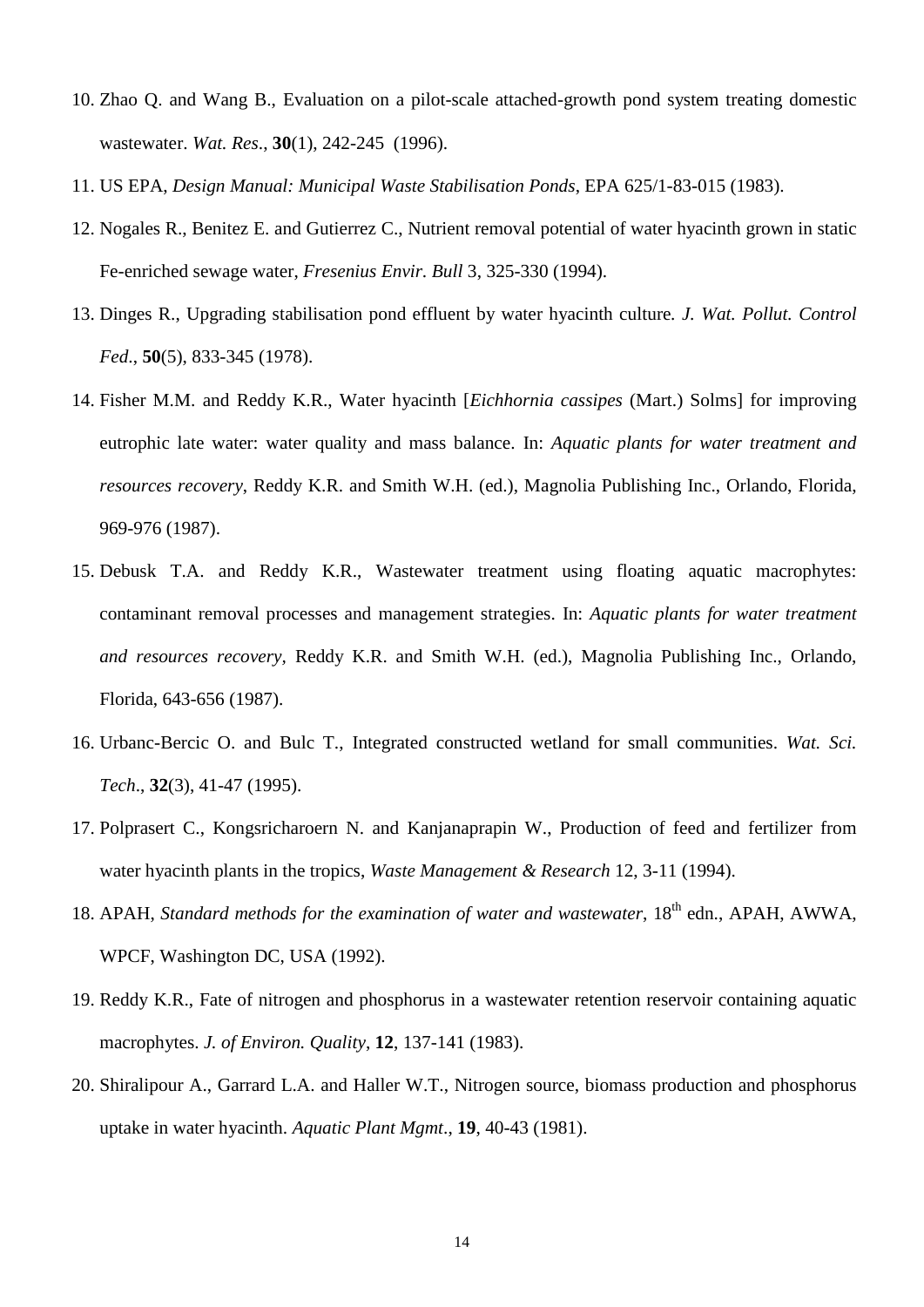10. Zhao Q. and Wang B., Evaluation on a pilot-scale attached-growth pond system treating domestic wastewater. *Wat. Res*., **30**(1), 242-245 (1996).
11. US EPA, *Design Manual: Municipal Waste Stabilisation Ponds*, EPA 625/1-83-015 (1983).
12. Nogales R., Benitez E. and Gutierrez C., Nutrient removal potential of water hyacinth grown in static Fe-enriched sewage water, *Fresenius Envir. Bull* 3, 325-330 (1994).
13. Dinges R., Upgrading stabilisation pond effluent by water hyacinth culture*. J. Wat. Pollut. Control Fed*., **50**(5), 833-345 (1978).
14. Fisher M.M. and Reddy K.R., Water hyacinth [*Eichhornia cassipes* (Mart.) Solms] for improving eutrophic late water: water quality and mass balance. In: *Aquatic plants for water treatment and resources recovery*, Reddy K.R. and Smith W.H. (ed.), Magnolia Publishing Inc., Orlando, Florida, 969-976 (1987).
15. Debusk T.A. and Reddy K.R., Wastewater treatment using floating aquatic macrophytes: contaminant removal processes and management strategies. In: *Aquatic plants for water treatment and resources recovery*, Reddy K.R. and Smith W.H. (ed.), Magnolia Publishing Inc., Orlando, Florida, 643-656 (1987).
16. Urbanc-Bercic O. and Bulc T., Integrated constructed wetland for small communities. *Wat. Sci. Tech*., **32**(3), 41-47 (1995).
17. Polprasert C., Kongsricharoern N. and Kanjanaprapin W., Production of feed and fertilizer from water hyacinth plants in the tropics, *Waste Management & Research* 12, 3-11 (1994).
18. APAH, *Standard methods for the examination of water and wastewater*, 18th edn., APAH, AWWA, WPCF, Washington DC, USA (1992).
19. Reddy K.R., Fate of nitrogen and phosphorus in a wastewater retention reservoir containing aquatic macrophytes. *J. of Environ. Quality*, **12**, 137-141 (1983).
20. Shiralipour A., Garrard L.A. and Haller W.T., Nitrogen source, biomass production and phosphorus uptake in water hyacinth. *Aquatic Plant Mgmt*., **19**, 40-43 (1981).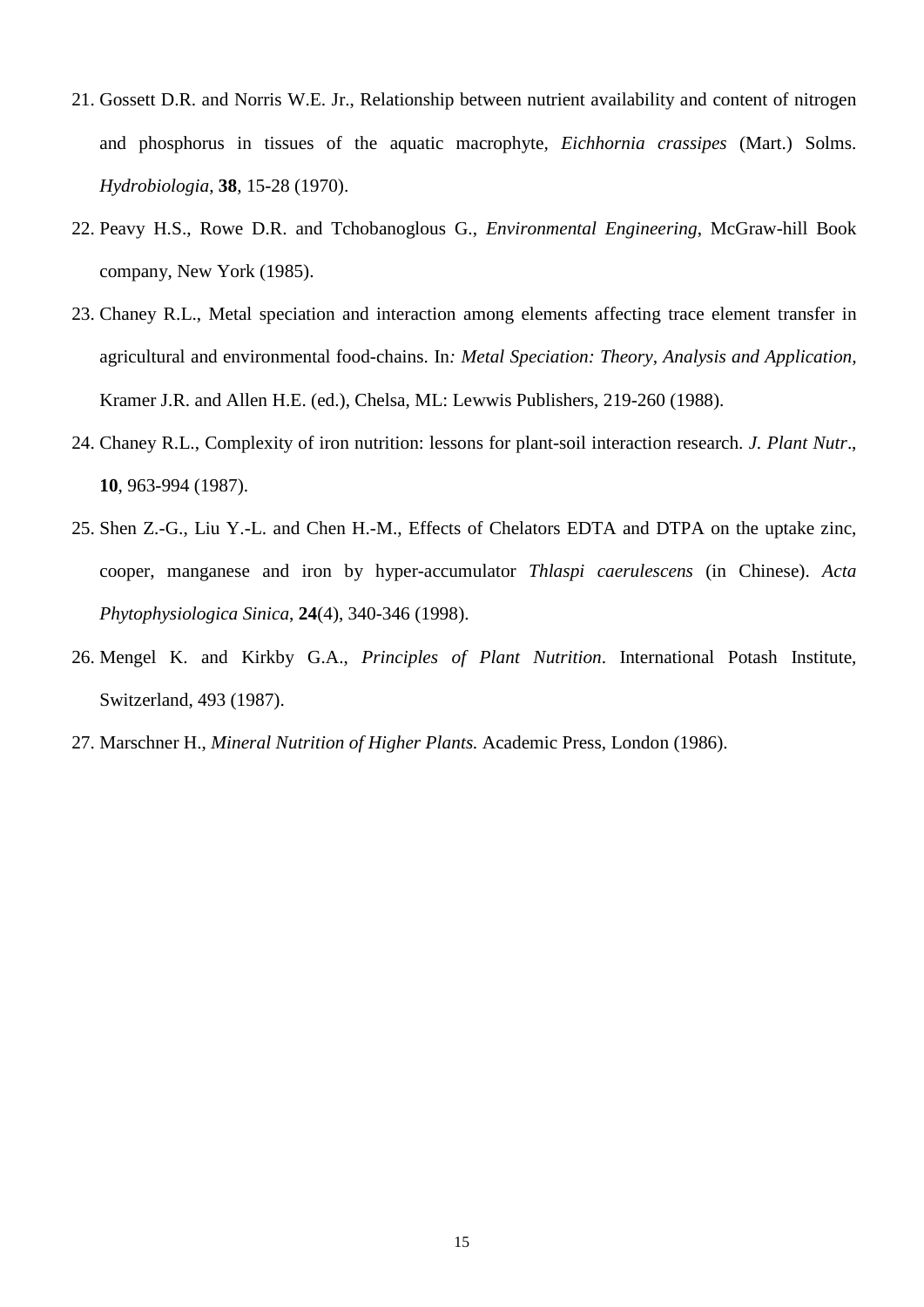21. Gossett D.R. and Norris W.E. Jr., Relationship between nutrient availability and content of nitrogen and phosphorus in tissues of the aquatic macrophyte, *Eichhornia crassipes* (Mart.) Solms. *Hydrobiologia*, **38**, 15-28 (1970).
22. Peavy H.S., Rowe D.R. and Tchobanoglous G., *Environmental Engineering*, McGraw-hill Book company, New York (1985).
23. Chaney R.L., Metal speciation and interaction among elements affecting trace element transfer in agricultural and environmental food-chains. In*: Metal Speciation: Theory, Analysis and Application*, Kramer J.R. and Allen H.E. (ed.), Chelsa, ML: Lewwis Publishers, 219-260 (1988).
24. Chaney R.L., Complexity of iron nutrition: lessons for plant-soil interaction research. *J. Plant Nutr*., **10**, 963-994 (1987).
25. Shen Z.-G., Liu Y.-L. and Chen H.-M., Effects of Chelators EDTA and DTPA on the uptake zinc, cooper, manganese and iron by hyper-accumulator *Thlaspi caerulescens* (in Chinese). *Acta Phytophysiologica Sinica*, **24**(4), 340-346 (1998).
26. Mengel K. and Kirkby G.A., *Principles of Plant Nutrition*. International Potash Institute, Switzerland, 493 (1987).
27. Marschner H., *Mineral Nutrition of Higher Plants.* Academic Press, London (1986).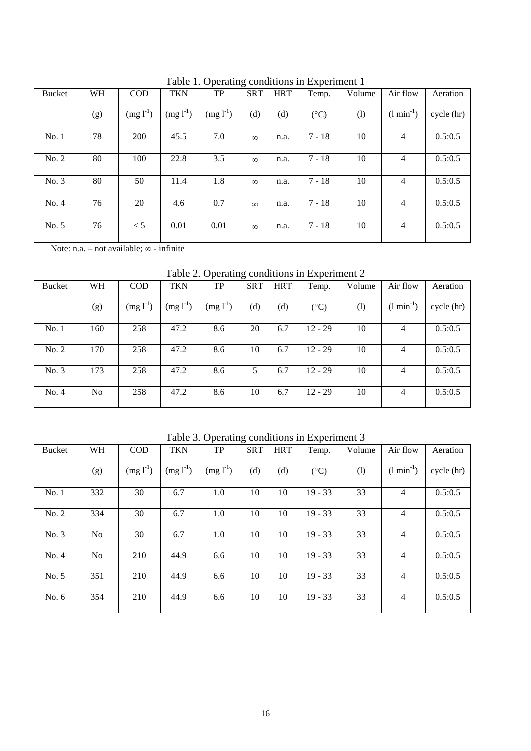Table 1. Operating conditions in Experiment 1

| Bucket | WH (g) | COD ($mg\ l^{-1}$) | TKN ($mg\ l^{-1}$) | TP ($mg\ l^{-1}$) | SRT (d) | HRT (d) | Temp. (°C) | Volume (l) | Air flow ($l\ min^{-1}$) | Aeration cycle (hr) |
|---|---|---|---|---|---|---|---|---|---|---|
| No. 1 | 78 | 200 | 45.5 | 7.0 | ∞ | n.a. | 7 - 18 | 10 | 4 | 0.5:0.5 |
| No. 2 | 80 | 100 | 22.8 | 3.5 | ∞ | n.a. | 7 - 18 | 10 | 4 | 0.5:0.5 |
| No. 3 | 80 | 50 | 11.4 | 1.8 | ∞ | n.a. | 7 - 18 | 10 | 4 | 0.5:0.5 |
| No. 4 | 76 | 20 | 4.6 | 0.7 | ∞ | n.a. | 7 - 18 | 10 | 4 | 0.5:0.5 |
| No. 5 | 76 | < 5 | 0.01 | 0.01 | ∞ | n.a. | 7 - 18 | 10 | 4 | 0.5:0.5 |

Note: n.a. – not available; ∞ - infinite

Table 2. Operating conditions in Experiment 2

| Bucket | WH (g) | COD ($mg\ l^{-1}$) | TKN ($mg\ l^{-1}$) | TP ($mg\ l^{-1}$) | SRT (d) | HRT (d) | Temp. (°C) | Volume (l) | Air flow ($l\ min^{-1}$) | Aeration cycle (hr) |
|---|---|---|---|---|---|---|---|---|---|---|
| No. 1 | 160 | 258 | 47.2 | 8.6 | 20 | 6.7 | 12 - 29 | 10 | 4 | 0.5:0.5 |
| No. 2 | 170 | 258 | 47.2 | 8.6 | 10 | 6.7 | 12 - 29 | 10 | 4 | 0.5:0.5 |
| No. 3 | 173 | 258 | 47.2 | 8.6 | 5 | 6.7 | 12 - 29 | 10 | 4 | 0.5:0.5 |
| No. 4 | No | 258 | 47.2 | 8.6 | 10 | 6.7 | 12 - 29 | 10 | 4 | 0.5:0.5 |

Table 3. Operating conditions in Experiment 3

| Bucket | WH (g) | COD ($mg\ l^{-1}$) | TKN ($mg\ l^{-1}$) | TP ($mg\ l^{-1}$) | SRT (d) | HRT (d) | Temp. (°C) | Volume (l) | Air flow ($l\ min^{-1}$) | Aeration cycle (hr) |
|---|---|---|---|---|---|---|---|---|---|---|
| No. 1 | 332 | 30 | 6.7 | 1.0 | 10 | 10 | 19 - 33 | 33 | 4 | 0.5:0.5 |
| No. 2 | 334 | 30 | 6.7 | 1.0 | 10 | 10 | 19 - 33 | 33 | 4 | 0.5:0.5 |
| No. 3 | No | 30 | 6.7 | 1.0 | 10 | 10 | 19 - 33 | 33 | 4 | 0.5:0.5 |
| No. 4 | No | 210 | 44.9 | 6.6 | 10 | 10 | 19 - 33 | 33 | 4 | 0.5:0.5 |
| No. 5 | 351 | 210 | 44.9 | 6.6 | 10 | 10 | 19 - 33 | 33 | 4 | 0.5:0.5 |
| No. 6 | 354 | 210 | 44.9 | 6.6 | 10 | 10 | 19 - 33 | 33 | 4 | 0.5:0.5 |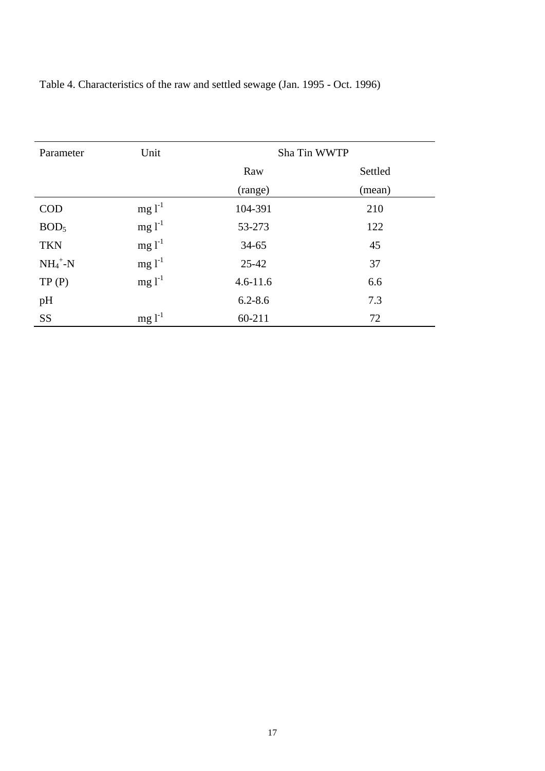Table 4. Characteristics of the raw and settled sewage (Jan. 1995 - Oct. 1996)

| Parameter | Unit | Sha Tin WWTP | |
|---|---|---|---|
| | | Raw | Settled |
| | | (range) | (mean) |
| COD | mg $l^{-1}$ | 104-391 | 210 |
| $BOD_5$ | mg $l^{-1}$ | 53-273 | 122 |
| TKN | mg $l^{-1}$ | 34-65 | 45 |
| $NH_4^+$-N | mg $l^{-1}$ | 25-42 | 37 |
| TP (P) | mg $l^{-1}$ | 4.6-11.6 | 6.6 |
| pH | | 6.2-8.6 | 7.3 |
| SS | mg $l^{-1}$ | 60-211 | 72 |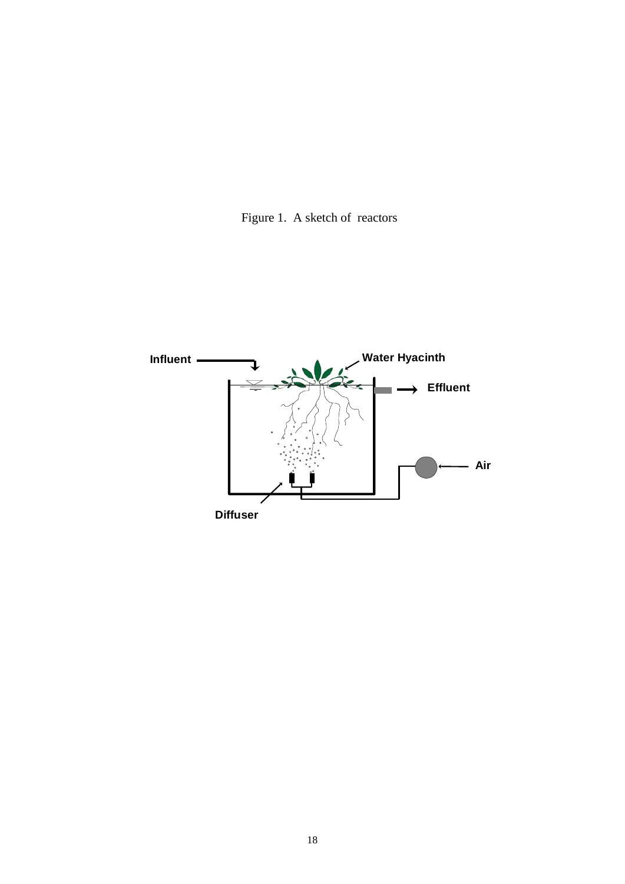Figure 1. A sketch of reactors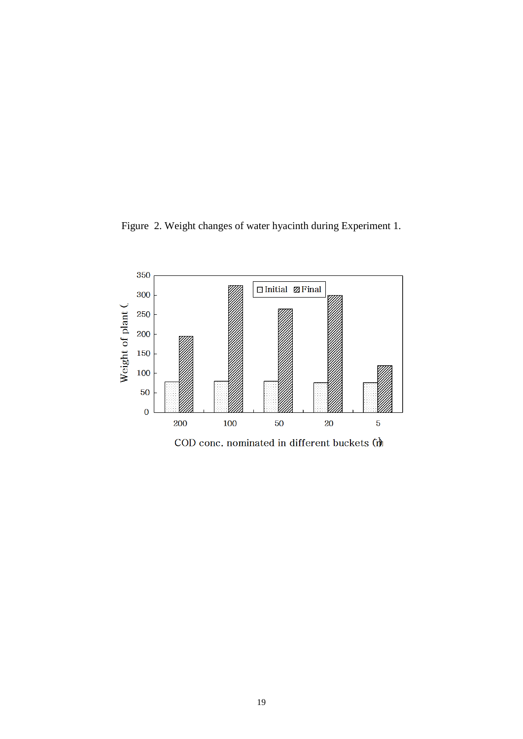Figure 2. Weight changes of water hyacinth during Experiment 1.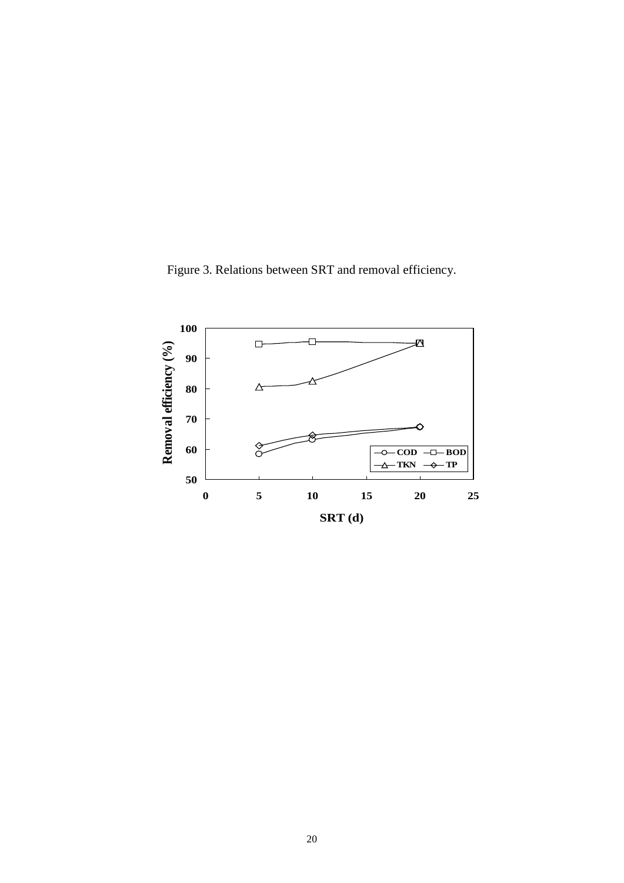Figure 3. Relations between SRT and removal efficiency.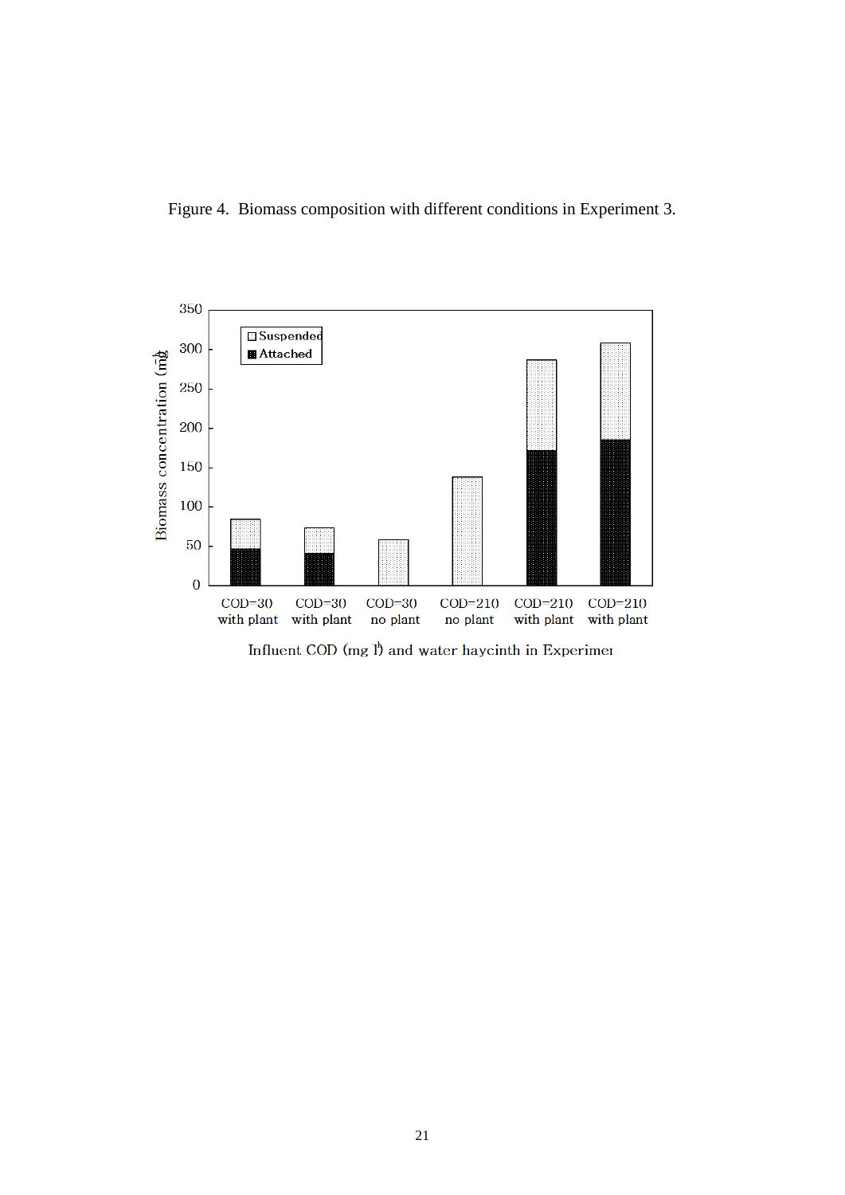Figure 4. Biomass composition with different conditions in Experiment 3.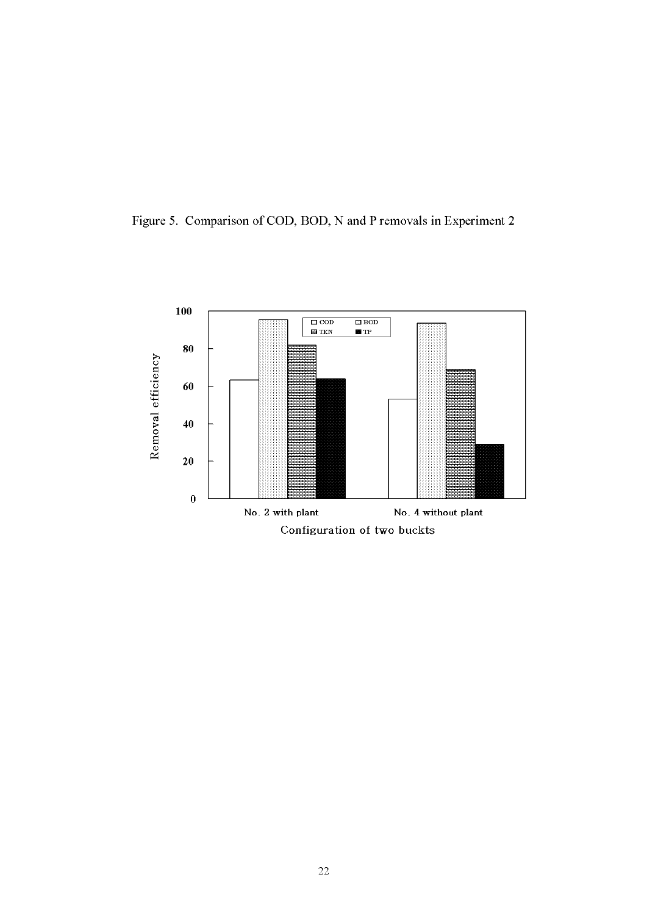Figure 5. Comparison of COD, BOD, N and P removals in Experiment 2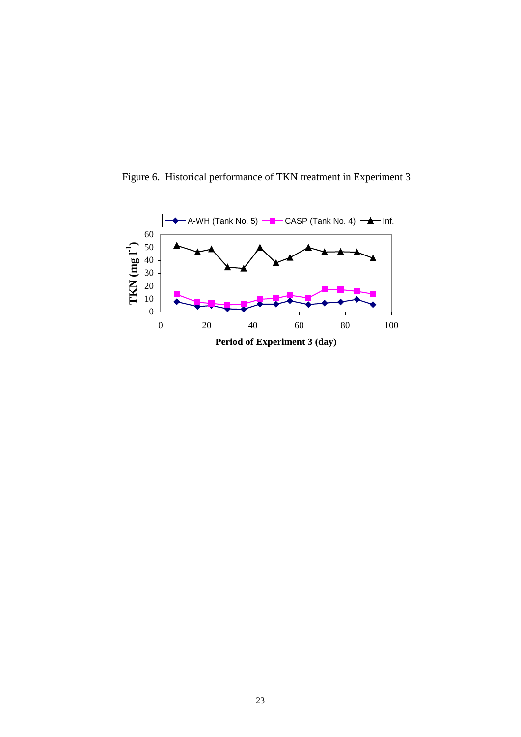Figure 6. Historical performance of TKN treatment in Experiment 3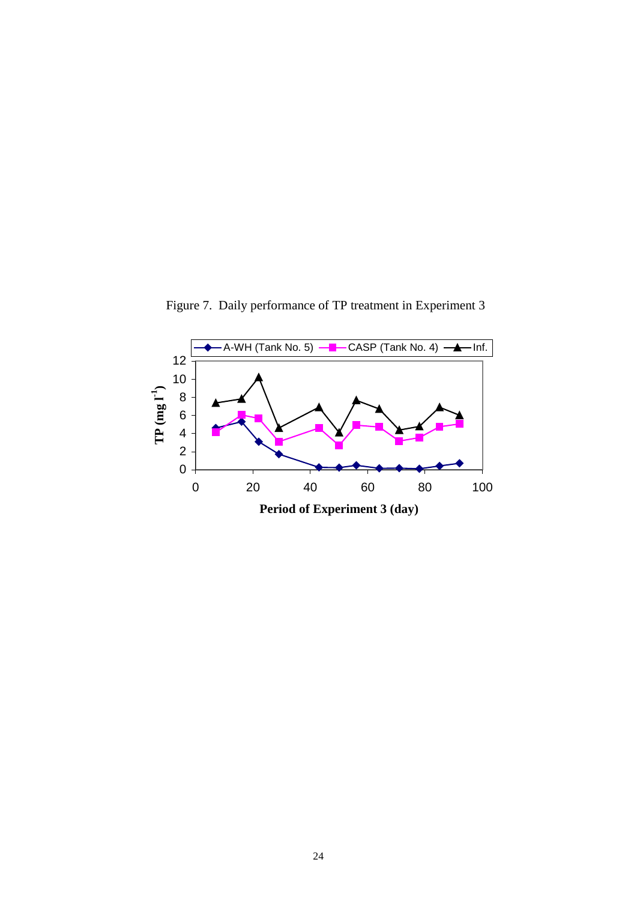Figure 7. Daily performance of TP treatment in Experiment 3

A-WH (Tank No. 5)
CASP (Tank No. 4)
Inf.

TP (mg l$^{-1}$)

0
2
4
6
8
10
12

0
20
40
60
80
100

Period of Experiment 3 (day)